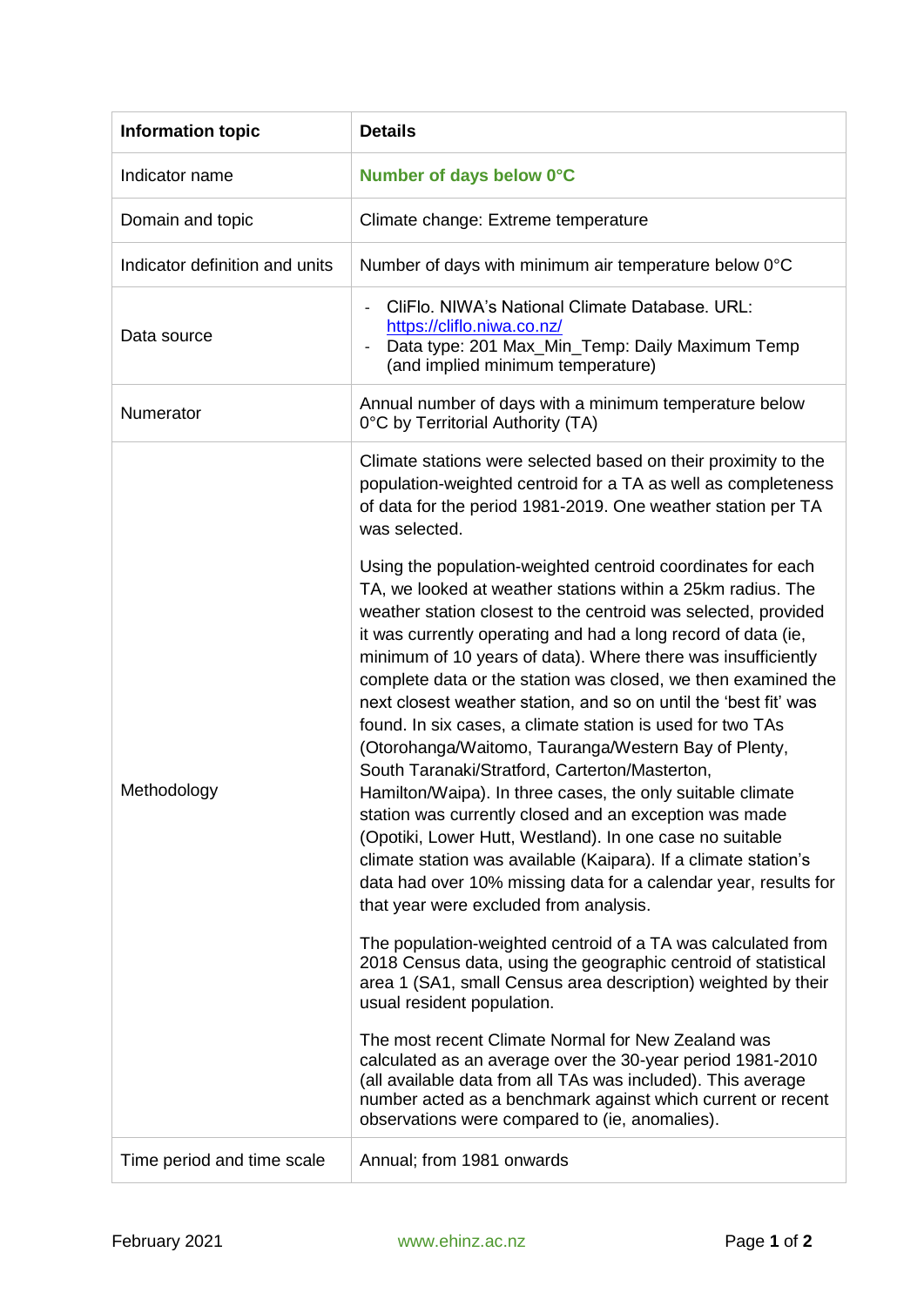| Information topic | Details |
| --- | --- |
| Indicator name | **Number of days below 0°C** |
| Domain and topic | Climate change: Extreme temperature |
| Indicator definition and units | Number of days with minimum air temperature below 0°C |
| Data source | - CliFlo. NIWA's National Climate Database. URL: https://cliflo.niwa.co.nz/<br>- Data type: 201 Max_Min_Temp: Daily Maximum Temp (and implied minimum temperature) |
| Numerator | Annual number of days with a minimum temperature below 0°C by Territorial Authority (TA) |
| Methodology | Climate stations were selected based on their proximity to the population-weighted centroid for a TA as well as completeness of data for the period 1981-2019. One weather station per TA was selected.<br><br>Using the population-weighted centroid coordinates for each TA, we looked at weather stations within a 25km radius. The weather station closest to the centroid was selected, provided it was currently operating and had a long record of data (ie, minimum of 10 years of data). Where there was insufficiently complete data or the station was closed, we then examined the next closest weather station, and so on until the 'best fit' was found. In six cases, a climate station is used for two TAs (Otorohanga/Waitomo, Tauranga/Western Bay of Plenty, South Taranaki/Stratford, Carterton/Masterton, Hamilton/Waipa). In three cases, the only suitable climate station was currently closed and an exception was made (Opotiki, Lower Hutt, Westland). In one case no suitable climate station was available (Kaipara). If a climate station's data had over 10% missing data for a calendar year, results for that year were excluded from analysis.<br><br>The population-weighted centroid of a TA was calculated from 2018 Census data, using the geographic centroid of statistical area 1 (SA1, small Census area description) weighted by their usual resident population.<br><br>The most recent Climate Normal for New Zealand was calculated as an average over the 30-year period 1981-2010 (all available data from all TAs was included). This average number acted as a benchmark against which current or recent observations were compared to (ie, anomalies). |
| Time period and time scale | Annual; from 1981 onwards |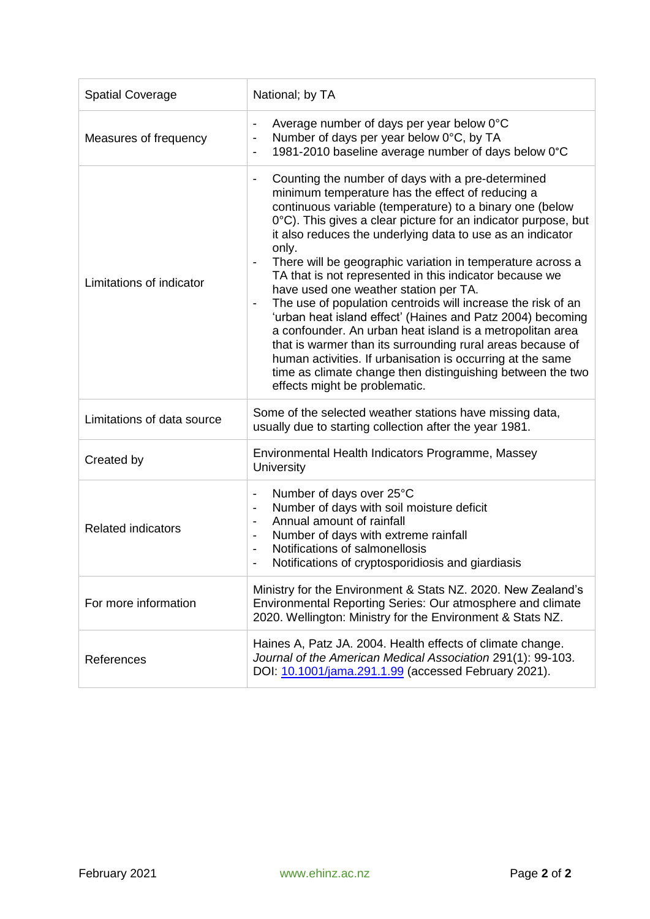| | |
|---|---|
| Spatial Coverage | National; by TA |
| Measures of frequency | - Average number of days per year below 0°C<br>- Number of days per year below 0°C, by TA<br>- 1981-2010 baseline average number of days below 0°C |
| Limitations of indicator | - Counting the number of days with a pre-determined minimum temperature has the effect of reducing a continuous variable (temperature) to a binary one (below 0°C). This gives a clear picture for an indicator purpose, but it also reduces the underlying data to use as an indicator only.<br>- There will be geographic variation in temperature across a TA that is not represented in this indicator because we have used one weather station per TA.<br>- The use of population centroids will increase the risk of an 'urban heat island effect' (Haines and Patz 2004) becoming a confounder. An urban heat island is a metropolitan area that is warmer than its surrounding rural areas because of human activities. If urbanisation is occurring at the same time as climate change then distinguishing between the two effects might be problematic. |
| Limitations of data source | Some of the selected weather stations have missing data, usually due to starting collection after the year 1981. |
| Created by | Environmental Health Indicators Programme, Massey University |
| Related indicators | - Number of days over 25°C<br>- Number of days with soil moisture deficit<br>- Annual amount of rainfall<br>- Number of days with extreme rainfall<br>- Notifications of salmonellosis<br>- Notifications of cryptosporidiosis and giardiasis |
| For more information | Ministry for the Environment & Stats NZ. 2020. New Zealand's Environmental Reporting Series: Our atmosphere and climate 2020. Wellington: Ministry for the Environment & Stats NZ. |
| References | Haines A, Patz JA. 2004. Health effects of climate change. *Journal of the American Medical Association* 291(1): 99-103. DOI: [10.1001/jama.291.1.99](https://doi.org/10.1001/jama.291.1.99) (accessed February 2021). |